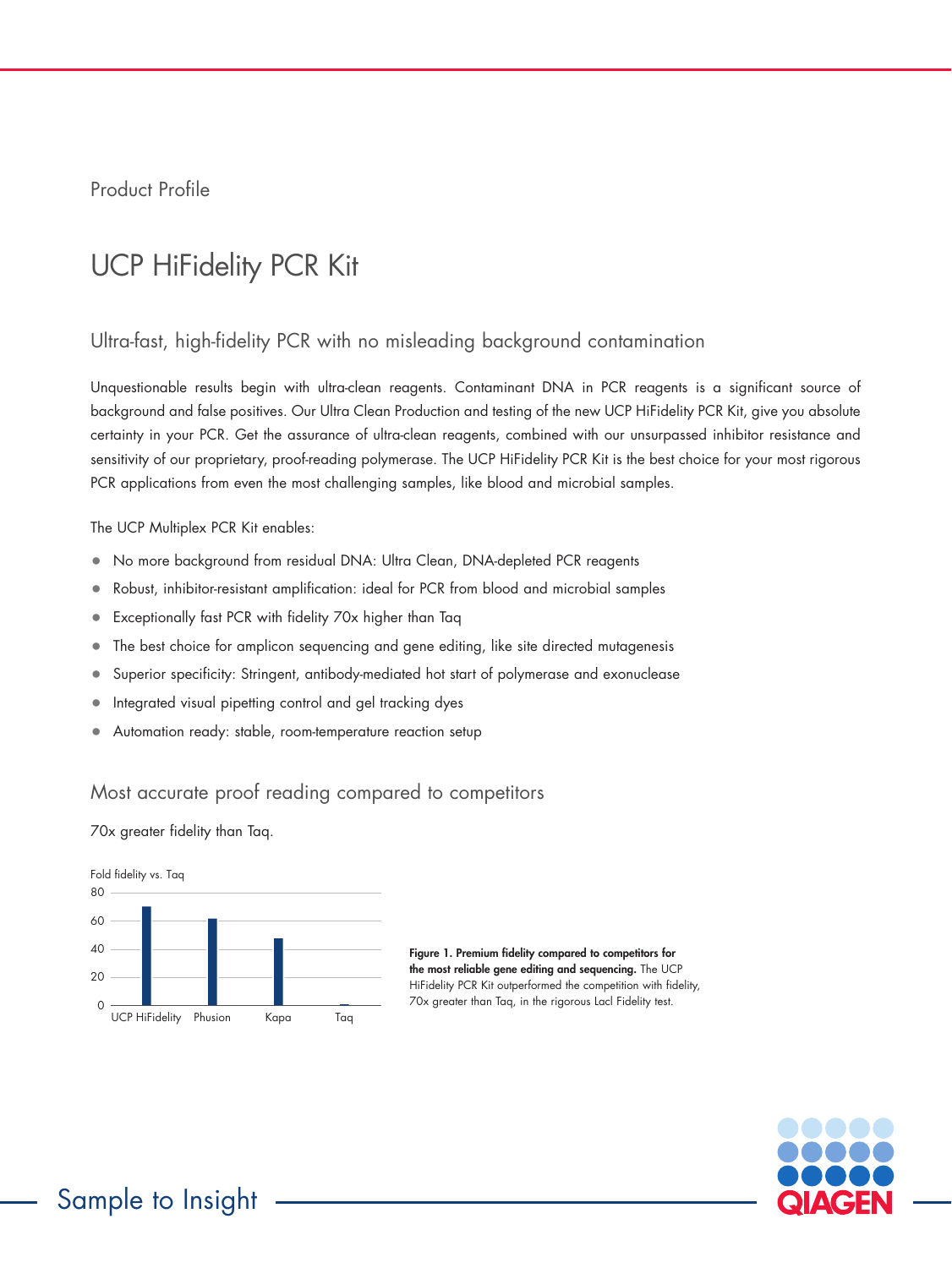Product Profile

# UCP HiFidelity PCR Kit

## Ultra-fast, high-fidelity PCR with no misleading background contamination

Unquestionable results begin with ultra-clean reagents. Contaminant DNA in PCR reagents is a significant source of background and false positives. Our Ultra Clean Production and testing of the new UCP HiFidelity PCR Kit, give you absolute certainty in your PCR. Get the assurance of ultra-clean reagents, combined with our unsurpassed inhibitor resistance and sensitivity of our proprietary, proof-reading polymerase. The UCP HiFidelity PCR Kit is the best choice for your most rigorous PCR applications from even the most challenging samples, like blood and microbial samples.

The UCP Multiplex PCR Kit enables:

- No more background from residual DNA: Ultra Clean, DNA-depleted PCR reagents
- Robust, inhibitor-resistant amplification: ideal for PCR from blood and microbial samples
- Exceptionally fast PCR with fidelity 70x higher than Taq
- The best choice for amplicon sequencing and gene editing, like site directed mutagenesis
- Superior specificity: Stringent, antibody-mediated hot start of polymerase and exonuclease
- Integrated visual pipetting control and gel tracking dyes
- Automation ready: stable, room-temperature reaction setup

## Most accurate proof reading compared to competitors

70x greater fidelity than Taq.

Fold fidelity vs. Taq

| Polymerase | Fold fidelity vs. Taq |
|---|---|
| UCP HiFidelity | ~70 |
| Phusion | ~62 |
| Kapa | ~48 |
| Taq | ~1 |

**Figure 1. Premium fidelity compared to competitors for the most reliable gene editing and sequencing.** The UCP HiFidelity PCR Kit outperformed the competition with fidelity, 70x greater than Taq, in the rigorous LacI Fidelity test.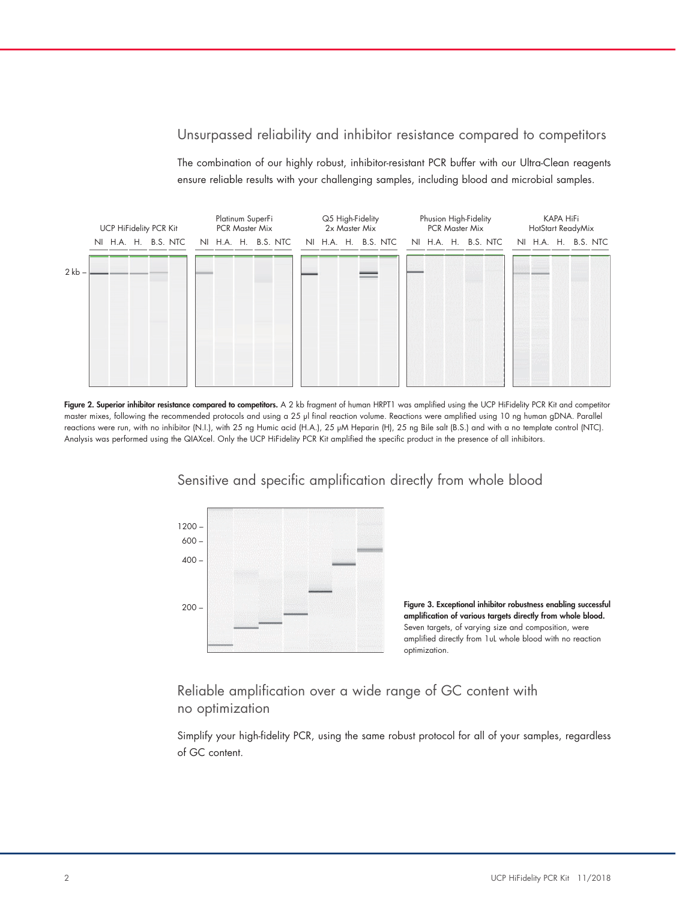## Unsurpassed reliability and inhibitor resistance compared to competitors

The combination of our highly robust, inhibitor-resistant PCR buffer with our Ultra-Clean reagents ensure reliable results with your challenging samples, including blood and microbial samples.

**Figure 2. Superior inhibitor resistance compared to competitors.** A 2 kb fragment of human HRPT1 was amplified using the UCP HiFidelity PCR Kit and competitor master mixes, following the recommended protocols and using a 25 µl final reaction volume. Reactions were amplified using 10 ng human gDNA. Parallel reactions were run, with no inhibitor (N.I.), with 25 ng Humic acid (H.A.), 25 µM Heparin (H), 25 ng Bile salt (B.S.) and with a no template control (NTC). Analysis was performed using the QIAXcel. Only the UCP HiFidelity PCR Kit amplified the specific product in the presence of all inhibitors.

## Sensitive and specific amplification directly from whole blood

**Figure 3. Exceptional inhibitor robustness enabling successful amplification of various targets directly from whole blood.** Seven targets, of varying size and composition, were amplified directly from 1uL whole blood with no reaction optimization.

## Reliable amplification over a wide range of GC content with no optimization

Simplify your high-fidelity PCR, using the same robust protocol for all of your samples, regardless of GC content.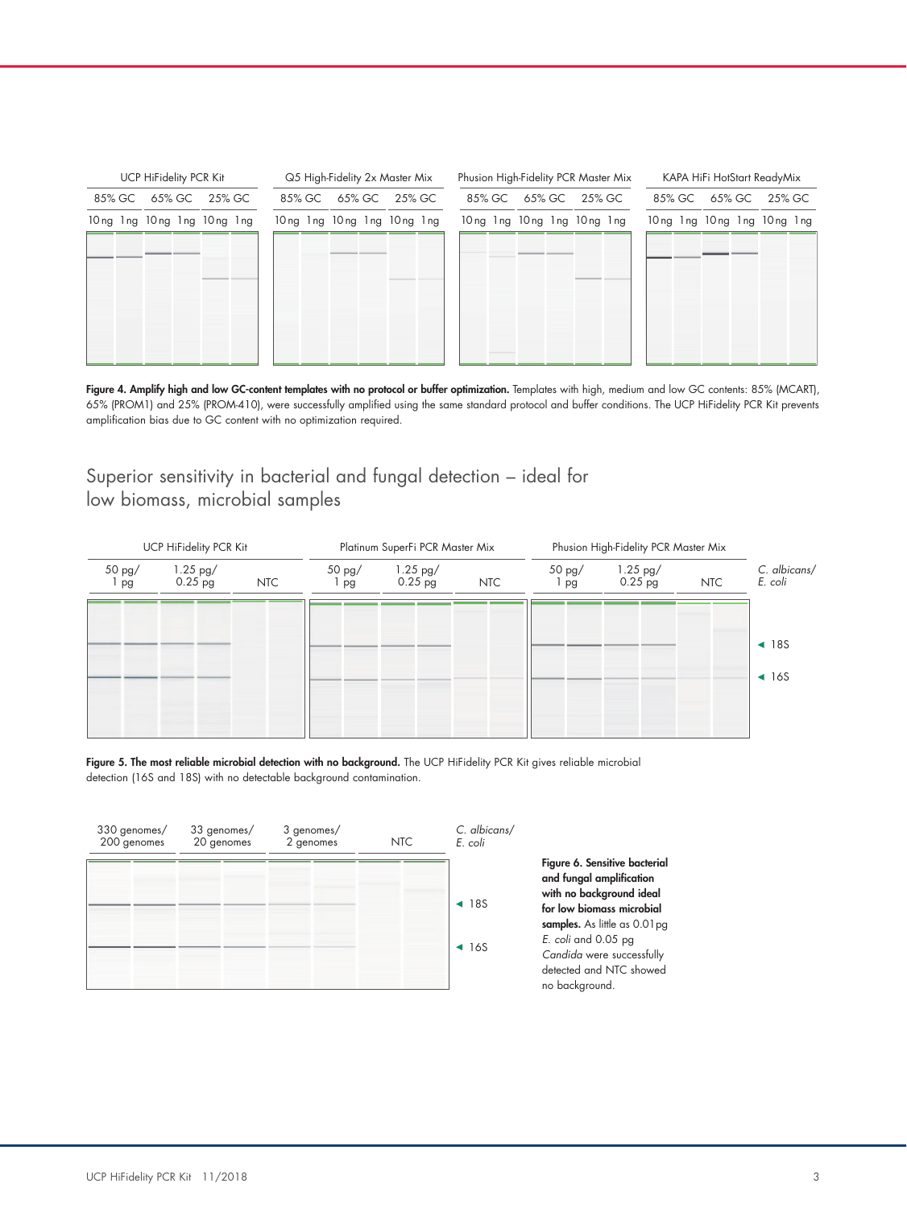UCP HiFidelity PCR Kit | Q5 High-Fidelity 2x Master Mix | Phusion High-Fidelity PCR Master Mix | KAPA HiFi HotStart ReadyMix

85% GC 65% GC 25% GC

10 ng 1 ng 10 ng 1 ng 10 ng 1 ng

**Figure 4. Amplify high and low GC-content templates with no protocol or buffer optimization.** Templates with high, medium and low GC contents: 85% (MCART), 65% (PROM1) and 25% (PROM-410), were successfully amplified using the same standard protocol and buffer conditions. The UCP HiFidelity PCR Kit prevents amplification bias due to GC content with no optimization required.

## Superior sensitivity in bacterial and fungal detection – ideal for low biomass, microbial samples

UCP HiFidelity PCR Kit | Platinum SuperFi PCR Master Mix | Phusion High-Fidelity PCR Master Mix

50 pg/ 1 pg | 1.25 pg/ 0.25 pg | NTC

*C. albicans*/ *E. coli*

◄ 18S

◄ 16S

**Figure 5. The most reliable microbial detection with no background.** The UCP HiFidelity PCR Kit gives reliable microbial detection (16S and 18S) with no detectable background contamination.

330 genomes/ 200 genomes | 33 genomes/ 20 genomes | 3 genomes/ 2 genomes | NTC

*C. albicans*/ *E. coli*

◄ 18S

◄ 16S

**Figure 6. Sensitive bacterial and fungal amplification with no background ideal for low biomass microbial samples.** As little as 0.01 pg *E. coli* and 0.05 pg *Candida* were successfully detected and NTC showed no background.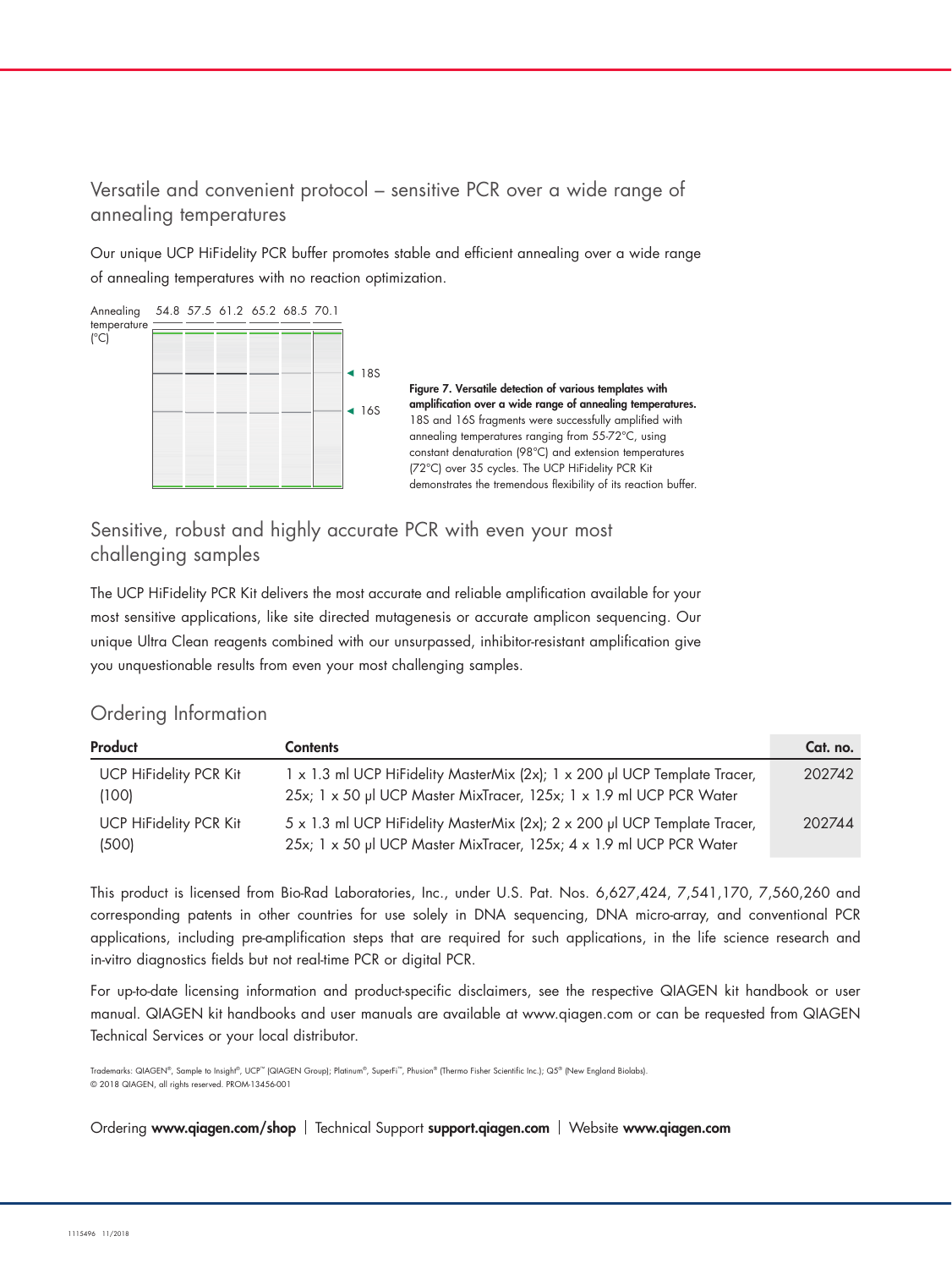## Versatile and convenient protocol – sensitive PCR over a wide range of annealing temperatures

Our unique UCP HiFidelity PCR buffer promotes stable and efficient annealing over a wide range of annealing temperatures with no reaction optimization.

Annealing temperature (°C)
54.8 57.5 61.2 65.2 68.5 70.1
18S
16S

**Figure 7. Versatile detection of various templates with amplification over a wide range of annealing temperatures.** 18S and 16S fragments were successfully amplified with annealing temperatures ranging from 55-72°C, using constant denaturation (98°C) and extension temperatures (72°C) over 35 cycles. The UCP HiFidelity PCR Kit demonstrates the tremendous flexibility of its reaction buffer.

## Sensitive, robust and highly accurate PCR with even your most challenging samples

The UCP HiFidelity PCR Kit delivers the most accurate and reliable amplification available for your most sensitive applications, like site directed mutagenesis or accurate amplicon sequencing. Our unique Ultra Clean reagents combined with our unsurpassed, inhibitor-resistant amplification give you unquestionable results from even your most challenging samples.

## Ordering Information

| Product | Contents | Cat. no. |
|---|---|---|
| UCP HiFidelity PCR Kit (100) | 1 x 1.3 ml UCP HiFidelity MasterMix (2x); 1 x 200 µl UCP Template Tracer, 25x; 1 x 50 µl UCP Master MixTracer, 125x; 1 x 1.9 ml UCP PCR Water | 202742 |
| UCP HiFidelity PCR Kit (500) | 5 x 1.3 ml UCP HiFidelity MasterMix (2x); 2 x 200 µl UCP Template Tracer, 25x; 1 x 50 µl UCP Master MixTracer, 125x; 4 x 1.9 ml UCP PCR Water | 202744 |

This product is licensed from Bio-Rad Laboratories, Inc., under U.S. Pat. Nos. 6,627,424, 7,541,170, 7,560,260 and corresponding patents in other countries for use solely in DNA sequencing, DNA micro-array, and conventional PCR applications, including pre-amplification steps that are required for such applications, in the life science research and in-vitro diagnostics fields but not real-time PCR or digital PCR.

For up-to-date licensing information and product-specific disclaimers, see the respective QIAGEN kit handbook or user manual. QIAGEN kit handbooks and user manuals are available at www.qiagen.com or can be requested from QIAGEN Technical Services or your local distributor.

Trademarks: QIAGEN®, Sample to Insight®, UCP™ (QIAGEN Group); Platinum®, SuperFi™, Phusion® (Thermo Fisher Scientific Inc.); Q5® (New England Biolabs).
© 2018 QIAGEN, all rights reserved. PROM-13456-001

Ordering **www.qiagen.com/shop** | Technical Support **support.qiagen.com** | Website **www.qiagen.com**

1115496 11/2018